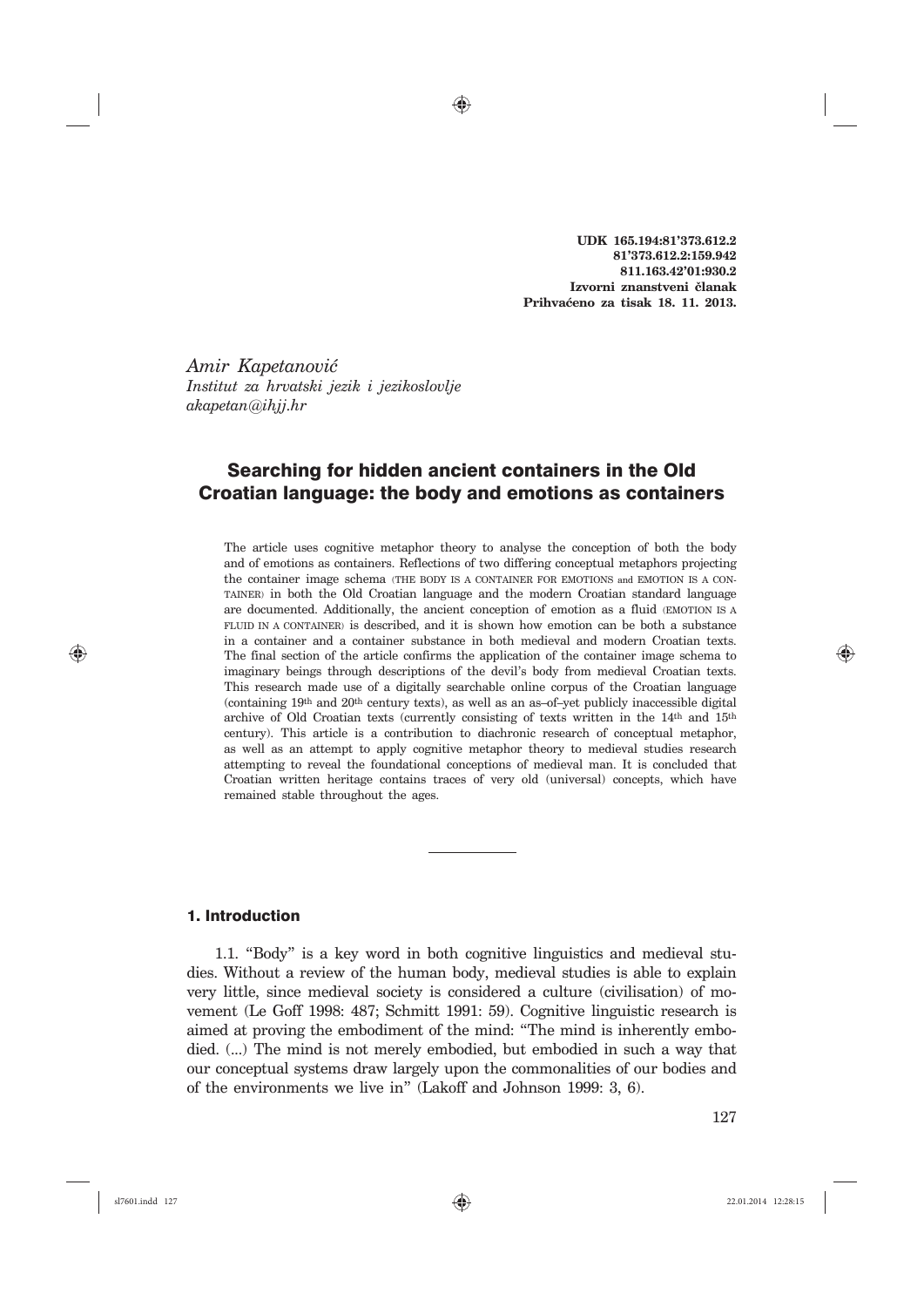**UDK 165.194:81'373.612.2**
**81'373.612.2:159.942**
**811.163.42'01:930.2**
**Izvorni znanstveni članak**
**Prihvaćeno za tisak 18. 11. 2013.**

*Amir Kapetanović*
*Institut za hrvatski jezik i jezikoslovlje*
*akapetan@ihjj.hr*

# Searching for hidden ancient containers in the Old Croatian language: the body and emotions as containers

The article uses cognitive metaphor theory to analyse the conception of both the body and of emotions as containers. Reflections of two differing conceptual metaphors projecting the container image schema (THE BODY IS A CONTAINER FOR EMOTIONS and EMOTION IS A CONTAINER) in both the Old Croatian language and the modern Croatian standard language are documented. Additionally, the ancient conception of emotion as a fluid (EMOTION IS A FLUID IN A CONTAINER) is described, and it is shown how emotion can be both a substance in a container and a container substance in both medieval and modern Croatian texts. The final section of the article confirms the application of the container image schema to imaginary beings through descriptions of the devil's body from medieval Croatian texts. This research made use of a digitally searchable online corpus of the Croatian language (containing 19th and 20th century texts), as well as an as–of–yet publicly inaccessible digital archive of Old Croatian texts (currently consisting of texts written in the 14th and 15th century). This article is a contribution to diachronic research of conceptual metaphor, as well as an attempt to apply cognitive metaphor theory to medieval studies research attempting to reveal the foundational conceptions of medieval man. It is concluded that Croatian written heritage contains traces of very old (universal) concepts, which have remained stable throughout the ages.

---

## 1. Introduction

1.1. "Body" is a key word in both cognitive linguistics and medieval studies. Without a review of the human body, medieval studies is able to explain very little, since medieval society is considered a culture (civilisation) of movement (Le Goff 1998: 487; Schmitt 1991: 59). Cognitive linguistic research is aimed at proving the embodiment of the mind: "The mind is inherently embodied. (...) The mind is not merely embodied, but embodied in such a way that our conceptual systems draw largely upon the commonalities of our bodies and of the environments we live in" (Lakoff and Johnson 1999: 3, 6).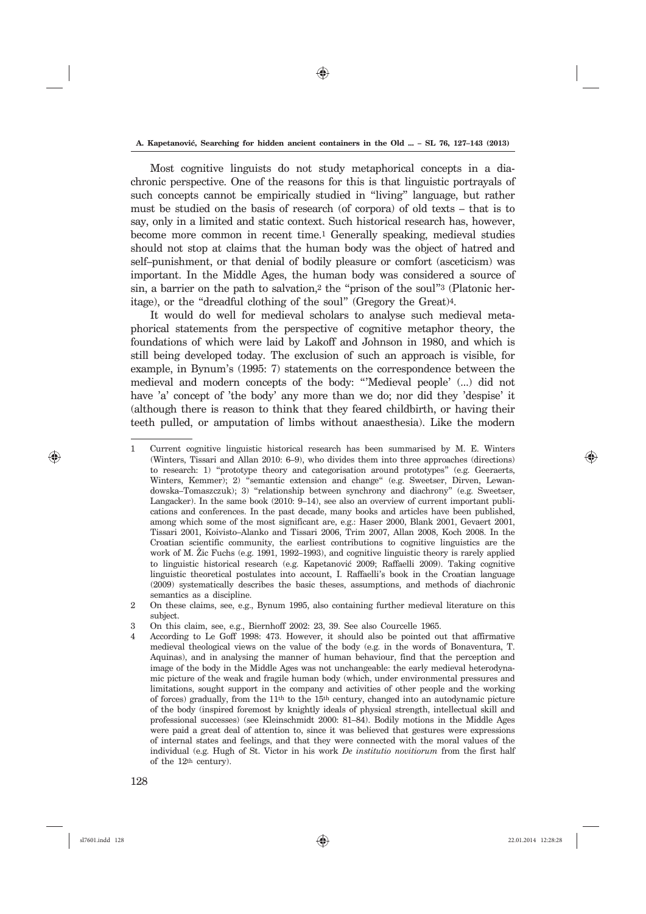Most cognitive linguists do not study metaphorical concepts in a diachronic perspective. One of the reasons for this is that linguistic portrayals of such concepts cannot be empirically studied in "living" language, but rather must be studied on the basis of research (of corpora) of old texts – that is to say, only in a limited and static context. Such historical research has, however, become more common in recent time.[1] Generally speaking, medieval studies should not stop at claims that the human body was the object of hatred and self–punishment, or that denial of bodily pleasure or comfort (asceticism) was important. In the Middle Ages, the human body was considered a source of sin, a barrier on the path to salvation,[2] the "prison of the soul"[3] (Platonic heritage), or the "dreadful clothing of the soul" (Gregory the Great)[4].

It would do well for medieval scholars to analyse such medieval metaphorical statements from the perspective of cognitive metaphor theory, the foundations of which were laid by Lakoff and Johnson in 1980, and which is still being developed today. The exclusion of such an approach is visible, for example, in Bynum's (1995: 7) statements on the correspondence between the medieval and modern concepts of the body: "'Medieval people' (...) did not have 'a' concept of 'the body' any more than we do; nor did they 'despise' it (although there is reason to think that they feared childbirth, or having their teeth pulled, or amputation of limbs without anaesthesia). Like the modern

---

1 Current cognitive linguistic historical research has been summarised by M. E. Winters (Winters, Tissari and Allan 2010: 6–9), who divides them into three approaches (directions) to research: 1) "prototype theory and categorisation around prototypes" (e.g. Geeraerts, Winters, Kemmer); 2) "semantic extension and change" (e.g. Sweetser, Dirven, Lewandowska–Tomaszczuk); 3) "relationship between synchrony and diachrony" (e.g. Sweetser, Langacker). In the same book (2010: 9–14), see also an overview of current important publications and conferences. In the past decade, many books and articles have been published, among which some of the most significant are, e.g.: Haser 2000, Blank 2001, Gevaert 2001, Tissari 2001, Koivisto–Alanko and Tissari 2006, Trim 2007, Allan 2008, Koch 2008. In the Croatian scientific community, the earliest contributions to cognitive linguistics are the work of M. Žic Fuchs (e.g. 1991, 1992–1993), and cognitive linguistic theory is rarely applied to linguistic historical research (e.g. Kapetanović 2009; Raffaelli 2009). Taking cognitive linguistic theoretical postulates into account, I. Raffaelli's book in the Croatian language (2009) systematically describes the basic theses, assumptions, and methods of diachronic semantics as a discipline.

2 On these claims, see, e.g., Bynum 1995, also containing further medieval literature on this subject.

3 On this claim, see, e.g., Biernhoff 2002: 23, 39. See also Courcelle 1965.

4 According to Le Goff 1998: 473. However, it should also be pointed out that affirmative medieval theological views on the value of the body (e.g. in the words of Bonaventura, T. Aquinas), and in analysing the manner of human behaviour, find that the perception and image of the body in the Middle Ages was not unchangeable: the early medieval heterodynamic picture of the weak and fragile human body (which, under environmental pressures and limitations, sought support in the company and activities of other people and the working of forces) gradually, from the 11th to the 15th century, changed into an autodynamic picture of the body (inspired foremost by knightly ideals of physical strength, intellectual skill and professional successes) (see Kleinschmidt 2000: 81–84). Bodily motions in the Middle Ages were paid a great deal of attention to, since it was believed that gestures were expressions of internal states and feelings, and that they were connected with the moral values of the individual (e.g. Hugh of St. Victor in his work *De institutio novitiorum* from the first half of the 12th century).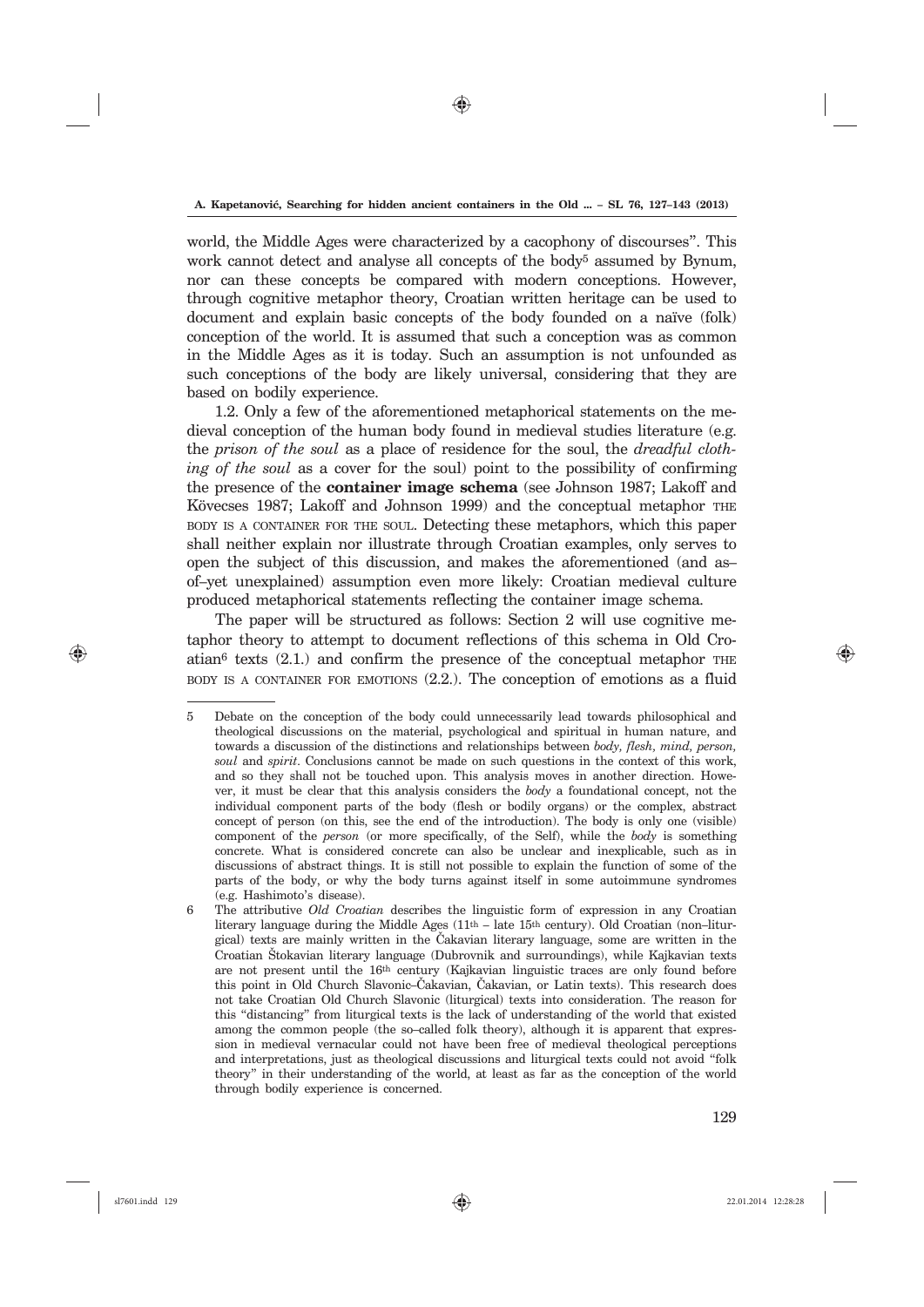world, the Middle Ages were characterized by a cacophony of discourses". This work cannot detect and analyse all concepts of the body[5] assumed by Bynum, nor can these concepts be compared with modern conceptions. However, through cognitive metaphor theory, Croatian written heritage can be used to document and explain basic concepts of the body founded on a naïve (folk) conception of the world. It is assumed that such a conception was as common in the Middle Ages as it is today. Such an assumption is not unfounded as such conceptions of the body are likely universal, considering that they are based on bodily experience.

1.2. Only a few of the aforementioned metaphorical statements on the medieval conception of the human body found in medieval studies literature (e.g. the *prison of the soul* as a place of residence for the soul, the *dreadful clothing of the soul* as a cover for the soul) point to the possibility of confirming the presence of the **container image schema** (see Johnson 1987; Lakoff and Kövecses 1987; Lakoff and Johnson 1999) and the conceptual metaphor THE BODY IS A CONTAINER FOR THE SOUL. Detecting these metaphors, which this paper shall neither explain nor illustrate through Croatian examples, only serves to open the subject of this discussion, and makes the aforementioned (and as–of–yet unexplained) assumption even more likely: Croatian medieval culture produced metaphorical statements reflecting the container image schema.

The paper will be structured as follows: Section 2 will use cognitive metaphor theory to attempt to document reflections of this schema in Old Croatian[6] texts (2.1.) and confirm the presence of the conceptual metaphor THE BODY IS A CONTAINER FOR EMOTIONS (2.2.). The conception of emotions as a fluid

---

5 Debate on the conception of the body could unnecessarily lead towards philosophical and theological discussions on the material, psychological and spiritual in human nature, and towards a discussion of the distinctions and relationships between *body, flesh, mind, person, soul* and *spirit*. Conclusions cannot be made on such questions in the context of this work, and so they shall not be touched upon. This analysis moves in another direction. However, it must be clear that this analysis considers the *body* a foundational concept, not the individual component parts of the body (flesh or bodily organs) or the complex, abstract concept of person (on this, see the end of the introduction). The body is only one (visible) component of the *person* (or more specifically, of the Self), while the *body* is something concrete. What is considered concrete can also be unclear and inexplicable, such as in discussions of abstract things. It is still not possible to explain the function of some of the parts of the body, or why the body turns against itself in some autoimmune syndromes (e.g. Hashimoto's disease).

6 The attributive *Old Croatian* describes the linguistic form of expression in any Croatian literary language during the Middle Ages (11th – late 15th century). Old Croatian (non–liturgical) texts are mainly written in the Čakavian literary language, some are written in the Croatian Štokavian literary language (Dubrovnik and surroundings), while Kajkavian texts are not present until the 16th century (Kajkavian linguistic traces are only found before this point in Old Church Slavonic–Čakavian, Čakavian, or Latin texts). This research does not take Croatian Old Church Slavonic (liturgical) texts into consideration. The reason for this "distancing" from liturgical texts is the lack of understanding of the world that existed among the common people (the so–called folk theory), although it is apparent that expression in medieval vernacular could not have been free of medieval theological perceptions and interpretations, just as theological discussions and liturgical texts could not avoid "folk theory" in their understanding of the world, at least as far as the conception of the world through bodily experience is concerned.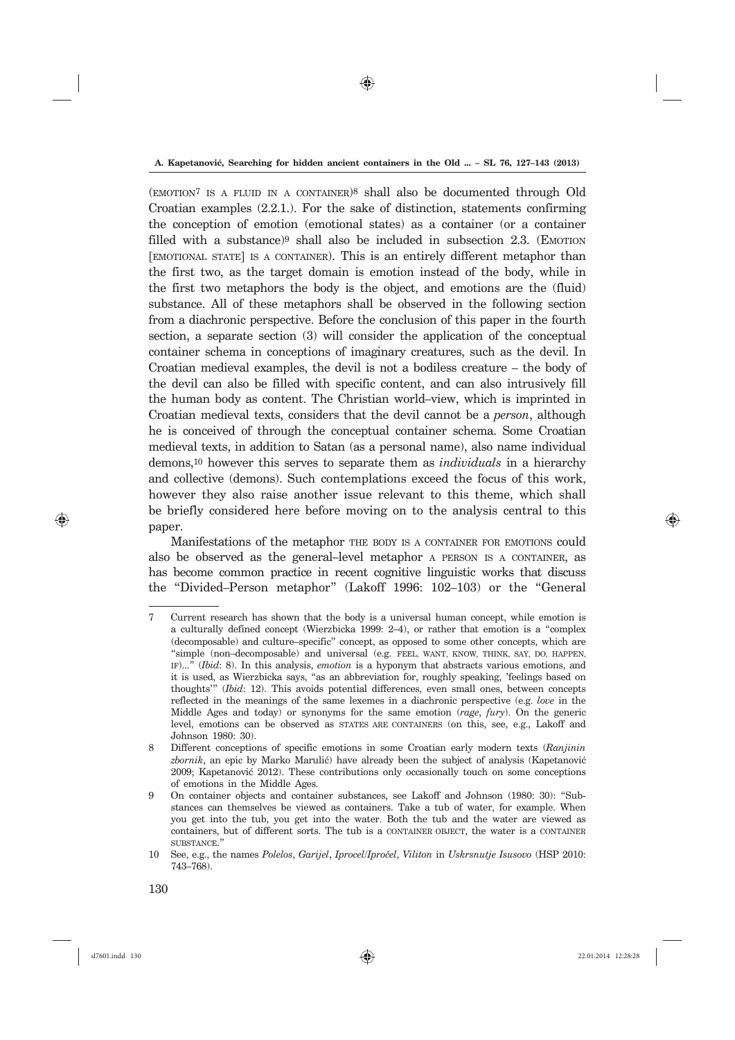(EMOTION[7] IS A FLUID IN A CONTAINER)[8] shall also be documented through Old Croatian examples (2.2.1.). For the sake of distinction, statements confirming the conception of emotion (emotional states) as a container (or a container filled with a substance)[9] shall also be included in subsection 2.3. (EMOTION [EMOTIONAL STATE] IS A CONTAINER). This is an entirely different metaphor than the first two, as the target domain is emotion instead of the body, while in the first two metaphors the body is the object, and emotions are the (fluid) substance. All of these metaphors shall be observed in the following section from a diachronic perspective. Before the conclusion of this paper in the fourth section, a separate section (3) will consider the application of the conceptual container schema in conceptions of imaginary creatures, such as the devil. In Croatian medieval examples, the devil is not a bodiless creature – the body of the devil can also be filled with specific content, and can also intrusively fill the human body as content. The Christian world–view, which is imprinted in Croatian medieval texts, considers that the devil cannot be a *person*, although he is conceived of through the conceptual container schema. Some Croatian medieval texts, in addition to Satan (as a personal name), also name individual demons,[10] however this serves to separate them as *individuals* in a hierarchy and collective (demons). Such contemplations exceed the focus of this work, however they also raise another issue relevant to this theme, which shall be briefly considered here before moving on to the analysis central to this paper.

Manifestations of the metaphor THE BODY IS A CONTAINER FOR EMOTIONS could also be observed as the general–level metaphor A PERSON IS A CONTAINER, as has become common practice in recent cognitive linguistic works that discuss the "Divided–Person metaphor" (Lakoff 1996: 102–103) or the "General

---

7 Current research has shown that the body is a universal human concept, while emotion is a culturally defined concept (Wierzbicka 1999: 2–4), or rather that emotion is a "complex (decomposable) and culture–specific" concept, as opposed to some other concepts, which are "simple (non–decomposable) and universal (e.g. FEEL, WANT, KNOW, THINK, SAY, DO, HAPPEN, IF)..." (*Ibid*: 8). In this analysis, *emotion* is a hyponym that abstracts various emotions, and it is used, as Wierzbicka says, "as an abbreviation for, roughly speaking, 'feelings based on thoughts'" (*Ibid*: 12). This avoids potential differences, even small ones, between concepts reflected in the meanings of the same lexemes in a diachronic perspective (e.g. *love* in the Middle Ages and today) or synonyms for the same emotion (*rage*, *fury*). On the generic level, emotions can be observed as STATES ARE CONTAINERS (on this, see, e.g., Lakoff and Johnson 1980: 30).

8 Different conceptions of specific emotions in some Croatian early modern texts (*Ranjinin zbornik*, an epic by Marko Marulić) have already been the subject of analysis (Kapetanović 2009; Kapetanović 2012). These contributions only occasionally touch on some conceptions of emotions in the Middle Ages.

9 On container objects and container substances, see Lakoff and Johnson (1980: 30): "Substances can themselves be viewed as containers. Take a tub of water, for example. When you get into the tub, you get into the water. Both the tub and the water are viewed as containers, but of different sorts. The tub is a CONTAINER OBJECT, the water is a CONTAINER SUBSTANCE."

10 See, e.g., the names *Polelos*, *Garijel*, *Iprocel*/*Iproćel*, *Viliton* in *Uskrsnutje Isusovo* (HSP 2010: 743–768).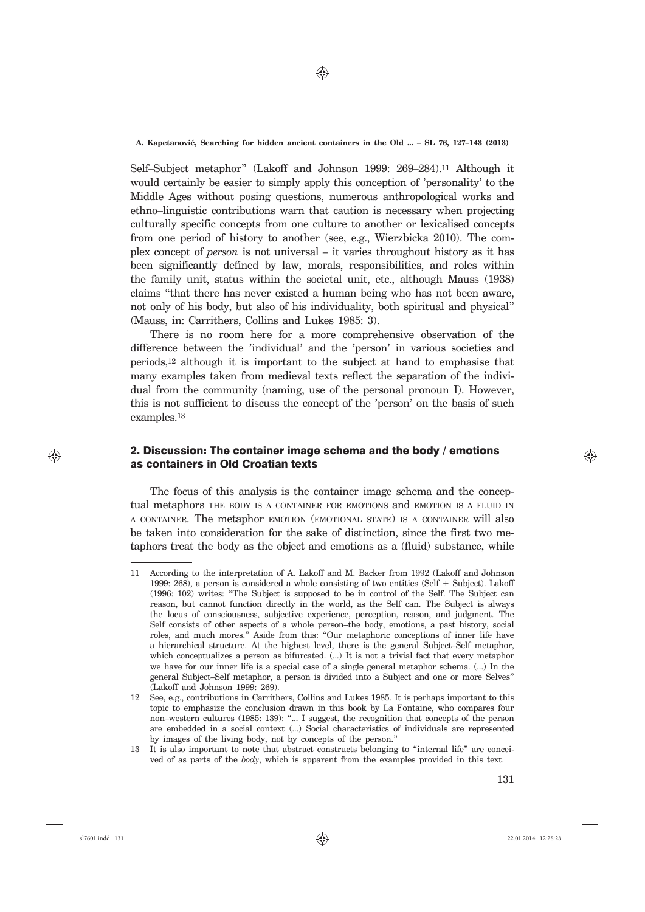Self–Subject metaphor" (Lakoff and Johnson 1999: 269–284).[11] Although it would certainly be easier to simply apply this conception of 'personality' to the Middle Ages without posing questions, numerous anthropological works and ethno–linguistic contributions warn that caution is necessary when projecting culturally specific concepts from one culture to another or lexicalised concepts from one period of history to another (see, e.g., Wierzbicka 2010). The complex concept of *person* is not universal – it varies throughout history as it has been significantly defined by law, morals, responsibilities, and roles within the family unit, status within the societal unit, etc., although Mauss (1938) claims "that there has never existed a human being who has not been aware, not only of his body, but also of his individuality, both spiritual and physical" (Mauss, in: Carrithers, Collins and Lukes 1985: 3).

There is no room here for a more comprehensive observation of the difference between the 'individual' and the 'person' in various societies and periods,[12] although it is important to the subject at hand to emphasise that many examples taken from medieval texts reflect the separation of the individual from the community (naming, use of the personal pronoun I). However, this is not sufficient to discuss the concept of the 'person' on the basis of such examples.[13]

## 2. Discussion: The container image schema and the body / emotions as containers in Old Croatian texts

The focus of this analysis is the container image schema and the conceptual metaphors THE BODY IS A CONTAINER FOR EMOTIONS and EMOTION IS A FLUID IN A CONTAINER. The metaphor EMOTION (EMOTIONAL STATE) IS A CONTAINER will also be taken into consideration for the sake of distinction, since the first two metaphors treat the body as the object and emotions as a (fluid) substance, while

---

11 According to the interpretation of A. Lakoff and M. Backer from 1992 (Lakoff and Johnson 1999: 268), a person is considered a whole consisting of two entities (Self + Subject). Lakoff (1996: 102) writes: "The Subject is supposed to be in control of the Self. The Subject can reason, but cannot function directly in the world, as the Self can. The Subject is always the locus of consciousness, subjective experience, perception, reason, and judgment. The Self consists of other aspects of a whole person–the body, emotions, a past history, social roles, and much mores." Aside from this: "Our metaphoric conceptions of inner life have a hierarchical structure. At the highest level, there is the general Subject–Self metaphor, which conceptualizes a person as bifurcated. (...) It is not a trivial fact that every metaphor we have for our inner life is a special case of a single general metaphor schema. (...) In the general Subject–Self metaphor, a person is divided into a Subject and one or more Selves" (Lakoff and Johnson 1999: 269).

12 See, e.g., contributions in Carrithers, Collins and Lukes 1985. It is perhaps important to this topic to emphasize the conclusion drawn in this book by La Fontaine, who compares four non–western cultures (1985: 139): "... I suggest, the recognition that concepts of the person are embedded in a social context (...) Social characteristics of individuals are represented by images of the living body, not by concepts of the person."

13 It is also important to note that abstract constructs belonging to "internal life" are conceived of as parts of the *body*, which is apparent from the examples provided in this text.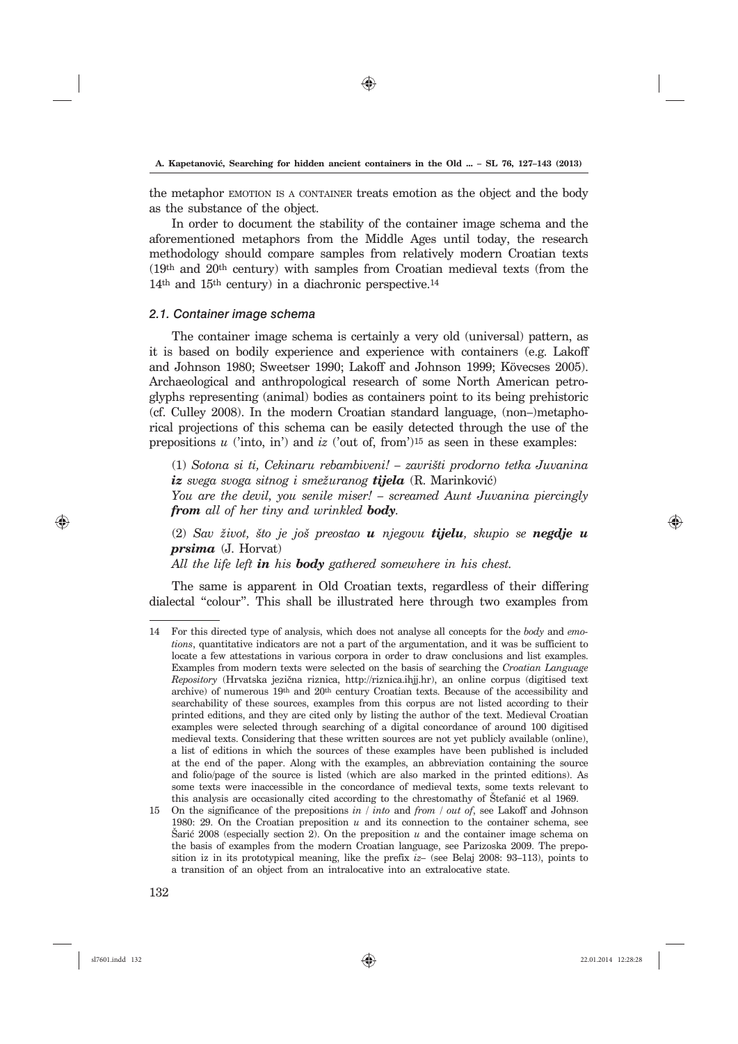the metaphor EMOTION IS A CONTAINER treats emotion as the object and the body as the substance of the object.

In order to document the stability of the container image schema and the aforementioned metaphors from the Middle Ages until today, the research methodology should compare samples from relatively modern Croatian texts (19th and 20th century) with samples from Croatian medieval texts (from the 14th and 15th century) in a diachronic perspective.[14]

### *2.1. Container image schema*

The container image schema is certainly a very old (universal) pattern, as it is based on bodily experience and experience with containers (e.g. Lakoff and Johnson 1980; Sweetser 1990; Lakoff and Johnson 1999; Kövecses 2005). Archaeological and anthropological research of some North American petroglyphs representing (animal) bodies as containers point to its being prehistoric (cf. Culley 2008). In the modern Croatian standard language, (non–)metaphorical projections of this schema can be easily detected through the use of the prepositions *u* ('into, in') and *iz* ('out of, from')[15] as seen in these examples:

(1) *Sotona si ti, Cekinaru rebambiveni! – zavrišti prodorno tetka Juvanina **iz** svega svoga sitnog i smežuranog **tijela*** (R. Marinković)
*You are the devil, you senile miser! – screamed Aunt Juvanina piercingly **from** all of her tiny and wrinkled **body**.*

(2) *Sav život, što je još preostao **u** njegovu **tijelu**, skupio se **negdje u prsima*** (J. Horvat)
*All the life left **in** his **body** gathered somewhere in his chest.*

The same is apparent in Old Croatian texts, regardless of their differing dialectal "colour". This shall be illustrated here through two examples from

---

14 For this directed type of analysis, which does not analyse all concepts for the *body* and *emotions*, quantitative indicators are not a part of the argumentation, and it was be sufficient to locate a few attestations in various corpora in order to draw conclusions and list examples. Examples from modern texts were selected on the basis of searching the *Croatian Language Repository* (Hrvatska jezična riznica, http://riznica.ihjj.hr), an online corpus (digitised text archive) of numerous 19th and 20th century Croatian texts. Because of the accessibility and searchability of these sources, examples from this corpus are not listed according to their printed editions, and they are cited only by listing the author of the text. Medieval Croatian examples were selected through searching of a digital concordance of around 100 digitised medieval texts. Considering that these written sources are not yet publicly available (online), a list of editions in which the sources of these examples have been published is included at the end of the paper. Along with the examples, an abbreviation containing the source and folio/page of the source is listed (which are also marked in the printed editions). As some texts were inaccessible in the concordance of medieval texts, some texts relevant to this analysis are occasionally cited according to the chrestomathy of Štefanić et al 1969.

15 On the significance of the prepositions *in* / *into* and *from* / *out of*, see Lakoff and Johnson 1980: 29. On the Croatian preposition *u* and its connection to the container schema, see Šarić 2008 (especially section 2). On the preposition *u* and the container image schema on the basis of examples from the modern Croatian language, see Parizoska 2009. The preposition iz in its prototypical meaning, like the prefix *iz–* (see Belaj 2008: 93–113), points to a transition of an object from an intralocative into an extralocative state.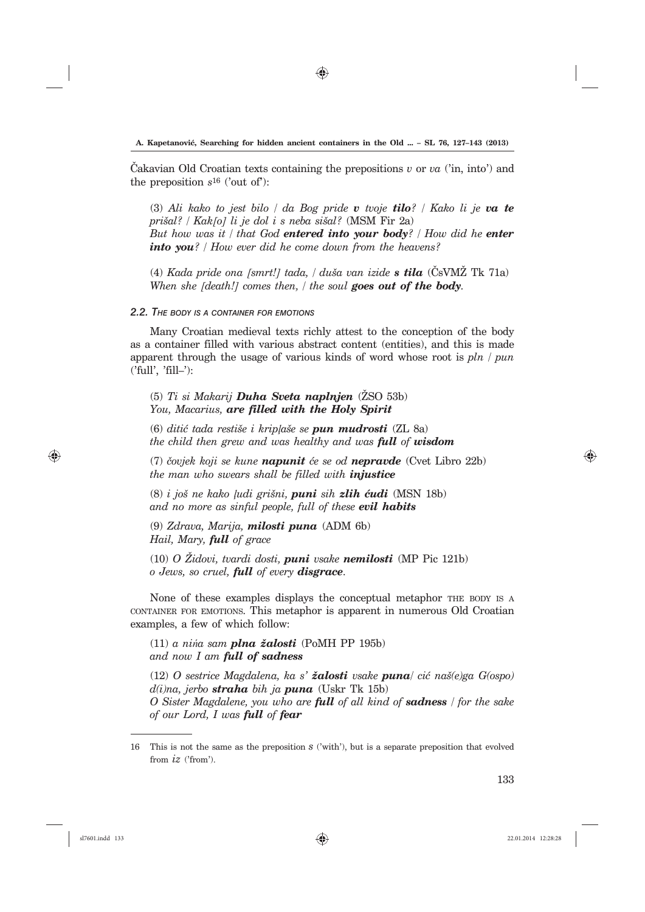Čakavian Old Croatian texts containing the prepositions *v* or *va* ('in, into') and the preposition *s*[16] ('out of'):

(3) *Ali kako to jest bilo / da Bog pride **v** tvoje **tilo**? / Kako li je **va te** prišal? / Kak[o] li je dol i s neba sišal?* (MSM Fir 2a)
*But how was it / that God **entered into your body**? / How did he **enter into you**? / How ever did he come down from the heavens?*

(4) *Kada pride ona [smrt!] tada, / duša van izide **s tila*** (ČsVMŽ Tk 71a)
*When she [death!] comes then, / the soul **goes out of the body**.*

#### 2.2. The body is a container for emotions

Many Croatian medieval texts richly attest to the conception of the body as a container filled with various abstract content (entities), and this is made apparent through the usage of various kinds of word whose root is *pln* / *pun* ('full', 'fill–'):

(5) *Ti si Makarij **Duha Sveta naplnjen*** (ŽSO 53b)
*You, Macarius, **are filled with the Holy Spirit***

(6) *ditić tada restiše i kripļaše se **pun mudrosti*** (ZL 8a)
*the child then grew and was healthy and was **full** of **wisdom***

(7) *čovjek koji se kune **napunit** će se od **nepravde*** (Cvet Libro 22b)
*the man who swears shall be filled with **injustice***

(8) *i još ne kako ļudi grišni, **puni** sih **zlih ćudi*** (MSN 18b)
*and no more as sinful people, full of these **evil habits***

(9) *Zdrava, Marija, **milosti puna*** (ADM 6b)
*Hail, Mary, **full** of grace*

(10) *O Židovi, tvardi dosti, **puni** vsake **nemilosti*** (MP Pic 121b)
*o Jews, so cruel, **full** of every **disgrace**.*

None of these examples displays the conceptual metaphor THE BODY IS A CONTAINER FOR EMOTIONS. This metaphor is apparent in numerous Old Croatian examples, a few of which follow:

(11) *a niňa sam **plna žalosti*** (PoMH PP 195b)
*and now I am **full of sadness***

(12) *O sestrice Magdalena, ka s' **žalosti** vsake **puna**/ cić naš(e)ga G(ospo)d(i)na, jerbo **straha** bih ja **puna*** (Uskr Tk 15b)
*O Sister Magdalene, you who are **full** of all kind of **sadness** / for the sake of our Lord, I was **full** of **fear***

---

16 This is not the same as the preposition *s* ('with'), but is a separate preposition that evolved from *iz* ('from').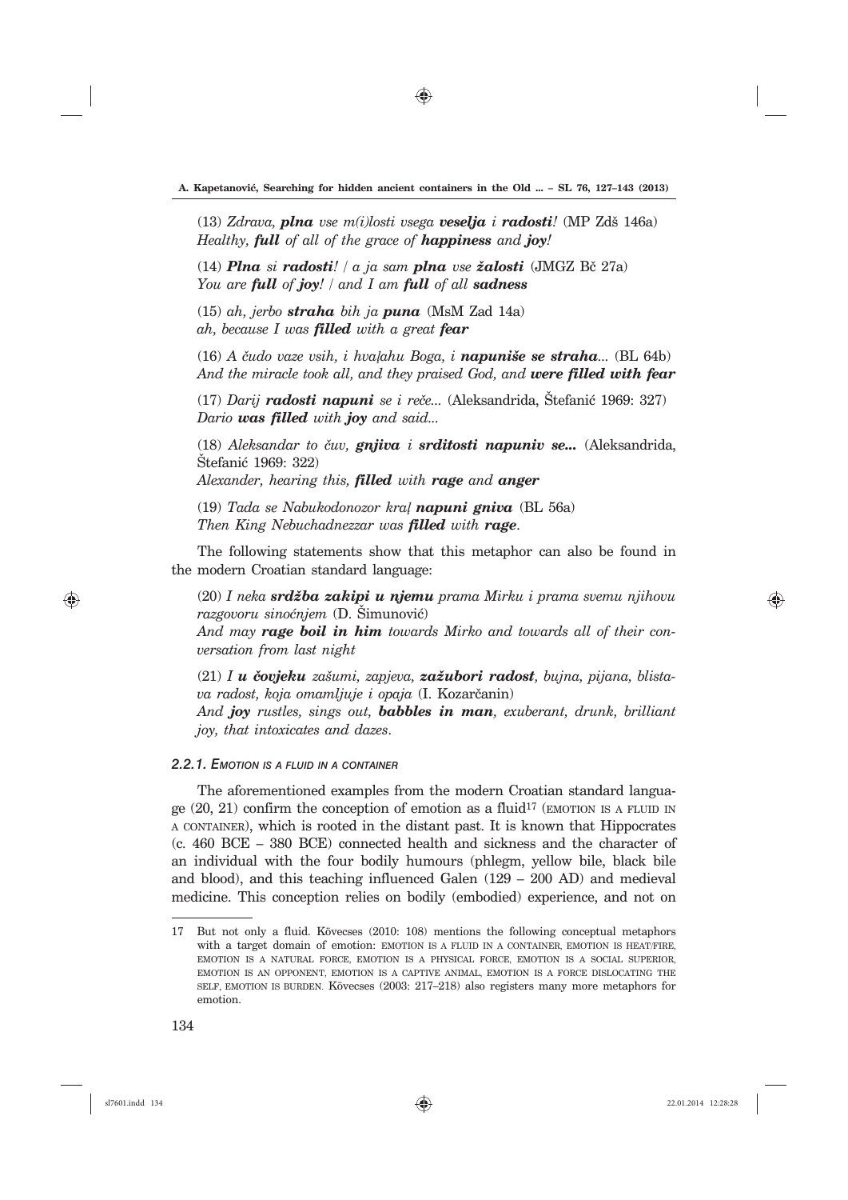(13) *Zdrava, **plna** vse m(i)losti vsega **veselja** i **radosti**!* (MP Zdš 146a)
*Healthy, **full** of all of the grace of **happiness** and **joy**!*

(14) ***Plna** si **radosti**! / a ja sam **plna** vse **žalosti*** (JMGZ Bč 27a)
*You are **full** of **joy**! / and I am **full** of all **sadness***

(15) *ah, jerbo **straha** bih ja **puna*** (MsM Zad 14a)
*ah, because I was **filled** with a great **fear***

(16) *A čudo vaze vsih, i hvaļahu Boga, i **napuniše se straha**...* (BL 64b)
*And the miracle took all, and they praised God, and **were filled with fear***

(17) *Darij **radosti napuni** se i reče...* (Aleksandrida, Štefanić 1969: 327)
*Dario **was filled** with **joy** and said...*

(18) *Aleksandar to čuv, **gnjiva** i **srditosti napuniv se...*** (Aleksandrida, Štefanić 1969: 322)
*Alexander, hearing this, **filled** with **rage** and **anger***

(19) *Tada se Nabukodonozor kraļ **napuni gniva*** (BL 56a)
*Then King Nebuchadnezzar was **filled** with **rage**.*

The following statements show that this metaphor can also be found in the modern Croatian standard language:

(20) *I neka **srdžba zakipi u njemu** prama Mirku i prama svemu njihovu razgovoru sinoćnjem* (D. Šimunović)
*And may **rage boil in him** towards Mirko and towards all of their conversation from last night*

(21) *I **u čovjeku** zašumi, zapjeva, **zažubori radost**, bujna, pijana, blistava radost, koja omamljuje i opaja* (I. Kozarčanin)
*And **joy** rustles, sings out, **babbles in man**, exuberant, drunk, brilliant joy, that intoxicates and dazes*.

#### *2.2.1. Emotion is a fluid in a container*

The aforementioned examples from the modern Croatian standard language (20, 21) confirm the conception of emotion as a fluid[17] (EMOTION IS A FLUID IN A CONTAINER), which is rooted in the distant past. It is known that Hippocrates (c. 460 BCE – 380 BCE) connected health and sickness and the character of an individual with the four bodily humours (phlegm, yellow bile, black bile and blood), and this teaching influenced Galen (129 – 200 AD) and medieval medicine. This conception relies on bodily (embodied) experience, and not on

---

17 But not only a fluid. Kövecses (2010: 108) mentions the following conceptual metaphors with a target domain of emotion: EMOTION IS A FLUID IN A CONTAINER, EMOTION IS HEAT/FIRE, EMOTION IS A NATURAL FORCE, EMOTION IS A PHYSICAL FORCE, EMOTION IS A SOCIAL SUPERIOR, EMOTION IS AN OPPONENT, EMOTION IS A CAPTIVE ANIMAL, EMOTION IS A FORCE DISLOCATING THE SELF, EMOTION IS BURDEN. Kövecses (2003: 217–218) also registers many more metaphors for emotion.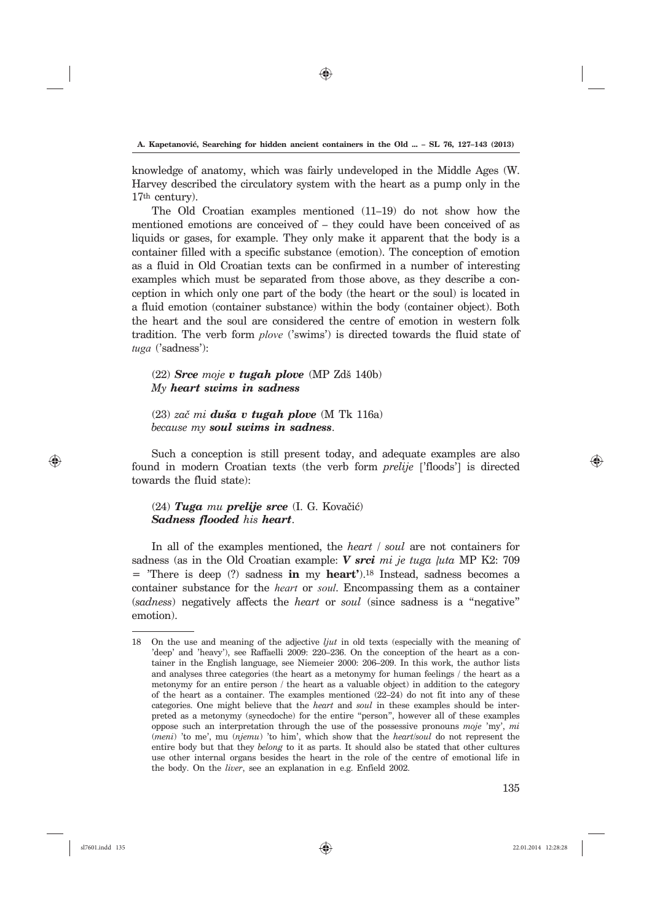knowledge of anatomy, which was fairly undeveloped in the Middle Ages (W. Harvey described the circulatory system with the heart as a pump only in the 17th century).

The Old Croatian examples mentioned (11–19) do not show how the mentioned emotions are conceived of – they could have been conceived of as liquids or gases, for example. They only make it apparent that the body is a container filled with a specific substance (emotion). The conception of emotion as a fluid in Old Croatian texts can be confirmed in a number of interesting examples which must be separated from those above, as they describe a conception in which only one part of the body (the heart or the soul) is located in a fluid emotion (container substance) within the body (container object). Both the heart and the soul are considered the centre of emotion in western folk tradition. The verb form *plove* ('swims') is directed towards the fluid state of *tuga* ('sadness'):

(22) ***Srce** moje **v tugah plove*** (MP Zdš 140b)
*My **heart swims in sadness***

(23) *zač mi **duša v tugah plove*** (M Tk 116a)
*because my **soul swims in sadness**.*

Such a conception is still present today, and adequate examples are also found in modern Croatian texts (the verb form *prelije* ['floods'] is directed towards the fluid state):

(24) ***Tuga** mu **prelije srce*** (I. G. Kovačić)
***Sadness flooded** his **heart**.*

In all of the examples mentioned, the *heart* / *soul* are not containers for sadness (as in the Old Croatian example: ***V srci** mi je tuga ľuta* MP K2: 709 = 'There is deep (?) sadness **in** my **heart'**).[18] Instead, sadness becomes a container substance for the *heart* or *soul*. Encompassing them as a container (*sadness*) negatively affects the *heart* or *soul* (since sadness is a "negative" emotion).

---

18 On the use and meaning of the adjective *ljut* in old texts (especially with the meaning of 'deep' and 'heavy'), see Raffaelli 2009: 220–236. On the conception of the heart as a container in the English language, see Niemeier 2000: 206–209. In this work, the author lists and analyses three categories (the heart as a metonymy for human feelings / the heart as a metonymy for an entire person / the heart as a valuable object) in addition to the category of the heart as a container. The examples mentioned (22–24) do not fit into any of these categories. One might believe that the *heart* and *soul* in these examples should be interpreted as a metonymy (synecdoche) for the entire "person", however all of these examples oppose such an interpretation through the use of the possessive pronouns *moje* 'my', *mi* (*meni*) 'to me', mu (*njemu*) 'to him', which show that the *heart*/*soul* do not represent the entire body but that they *belong* to it as parts. It should also be stated that other cultures use other internal organs besides the heart in the role of the centre of emotional life in the body. On the *liver*, see an explanation in e.g. Enfield 2002.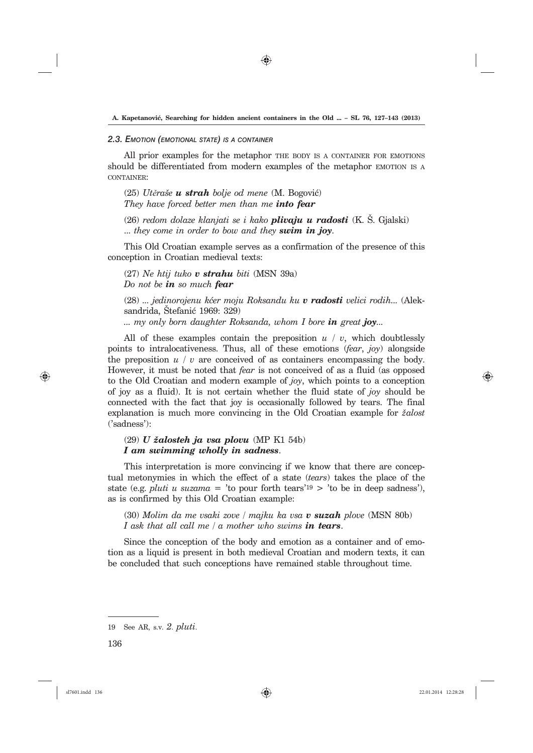### 2.3. EMOTION (EMOTIONAL STATE) IS A CONTAINER

All prior examples for the metaphor THE BODY IS A CONTAINER FOR EMOTIONS should be differentiated from modern examples of the metaphor EMOTION IS A CONTAINER:

(25) *Utěraše **u strah** bolje od mene* (M. Bogović)
*They have forced better men than me **into fear***

(26) *redom dolaze klanjati se i kako **plivaju u radosti*** (K. Š. Gjalski)
*... they come in order to bow and they **swim in joy**.*

This Old Croatian example serves as a confirmation of the presence of this conception in Croatian medieval texts:

(27) *Ne htij tuko **v strahu** biti* (MSN 39a)
*Do not be **in** so much **fear***

(28) *... jedinorojenu kćer moju Roksandu ku **v radosti** velici rodih...* (Aleksandrida, Štefanić 1969: 329)
*... my only born daughter Roksanda, whom I bore **in** great **joy**...*

All of these examples contain the preposition *u* / *v*, which doubtlessly points to intralocativeness. Thus, all of these emotions (*fear*, *joy*) alongside the preposition *u* / *v* are conceived of as containers encompassing the body. However, it must be noted that *fear* is not conceived of as a fluid (as opposed to the Old Croatian and modern example of *joy*, which points to a conception of joy as a fluid). It is not certain whether the fluid state of *joy* should be connected with the fact that joy is occasionally followed by tears. The final explanation is much more convincing in the Old Croatian example for *žalost* ('sadness'):

(29) ***U žalosteh ja vsa plovu*** (MP K1 54b)
***I am swimming wholly in sadness**.*

This interpretation is more convincing if we know that there are conceptual metonymies in which the effect of a state (*tears*) takes the place of the state (e.g. *pluti u suzama* = 'to pour forth tears'[19] > 'to be in deep sadness'), as is confirmed by this Old Croatian example:

(30) *Molim da me vsaki zove / majku ka vsa **v suzah** plove* (MSN 80b)
*I ask that all call me / a mother who swims **in tears**.*

Since the conception of the body and emotion as a container and of emotion as a liquid is present in both medieval Croatian and modern texts, it can be concluded that such conceptions have remained stable throughout time.

---

19 See AR, s.v. *2. pluti*.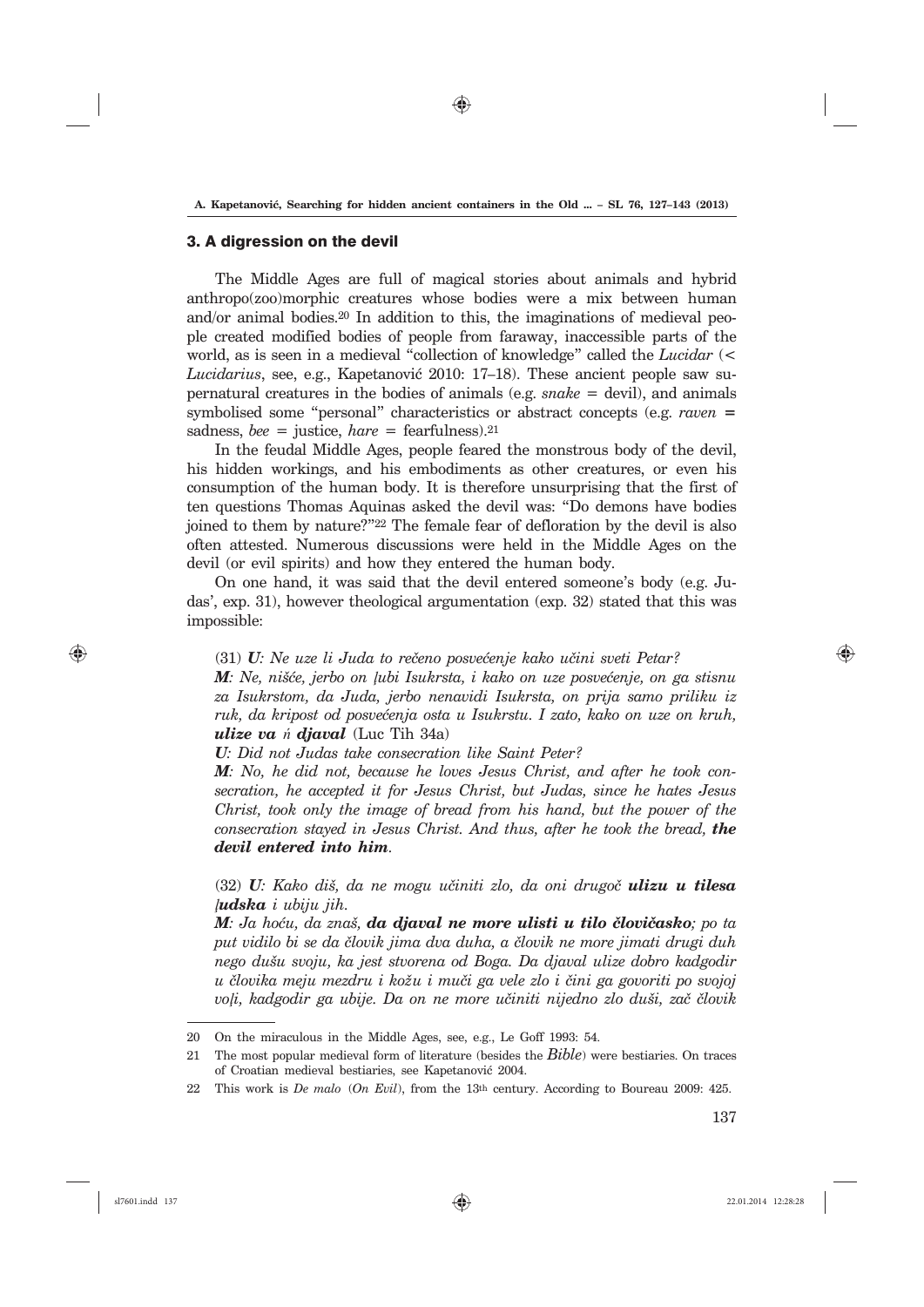### 3. A digression on the devil

The Middle Ages are full of magical stories about animals and hybrid anthropo(zoo)morphic creatures whose bodies were a mix between human and/or animal bodies.[20] In addition to this, the imaginations of medieval people created modified bodies of people from faraway, inaccessible parts of the world, as is seen in a medieval "collection of knowledge" called the *Lucidar* (< *Lucidarius*, see, e.g., Kapetanović 2010: 17–18). These ancient people saw supernatural creatures in the bodies of animals (e.g. *snake* = devil), and animals symbolised some "personal" characteristics or abstract concepts (e.g. *raven* = sadness, *bee* = justice, *hare* = fearfulness).[21]

In the feudal Middle Ages, people feared the monstrous body of the devil, his hidden workings, and his embodiments as other creatures, or even his consumption of the human body. It is therefore unsurprising that the first of ten questions Thomas Aquinas asked the devil was: "Do demons have bodies joined to them by nature?"[22] The female fear of defloration by the devil is also often attested. Numerous discussions were held in the Middle Ages on the devil (or evil spirits) and how they entered the human body.

On one hand, it was said that the devil entered someone's body (e.g. Judas', exp. 31), however theological argumentation (exp. 32) stated that this was impossible:

(31) ***U****: Ne uze li Juda to rečeno posvećenje kako učini sveti Petar?*
***M****: Ne, nišće, jerbo on ļubi Isukrsta, i kako on uze posvećenje, on ga stisnu za Isukrstom, da Juda, jerbo nenavidi Isukrsta, on prija samo priliku iz ruk, da kripost od posvećenja osta u Isukrstu. I zato, kako on uze on kruh,* ***ulize va ń djaval*** (Luc Tih 34a)
***U****: Did not Judas take consecration like Saint Peter?*
***M****: No, he did not, because he loves Jesus Christ, and after he took consecration, he accepted it for Jesus Christ, but Judas, since he hates Jesus Christ, took only the image of bread from his hand, but the power of the consecration stayed in Jesus Christ. And thus, after he took the bread,* ***the devil entered into him****.*

(32) ***U****: Kako diš, da ne mogu učiniti zlo, da oni drugoč* ***ulizu u tilesa ļudska*** *i ubiju jih.*
***M****: Ja hoću, da znaš,* ***da djaval ne more ulisti u tilo človičasko****; po ta put vidilo bi se da člović jima dva duha, a člović ne more jimati drugi duh nego dušu svoju, ka jest stvorena od Boga. Da djaval ulize dobro kadgodir u človika meju mezdru i kožu i muči ga vele zlo i čini ga govoriti po svojoj voļi, kadgodir ga ubije. Da on ne more učiniti nijedno zlo duši, zač človik*

---

20 On the miraculous in the Middle Ages, see, e.g., Le Goff 1993: 54.

21 The most popular medieval form of literature (besides the *Bible*) were bestiaries. On traces of Croatian medieval bestiaries, see Kapetanović 2004.

22 This work is *De malo* (*On Evil*), from the 13th century. According to Boureau 2009: 425.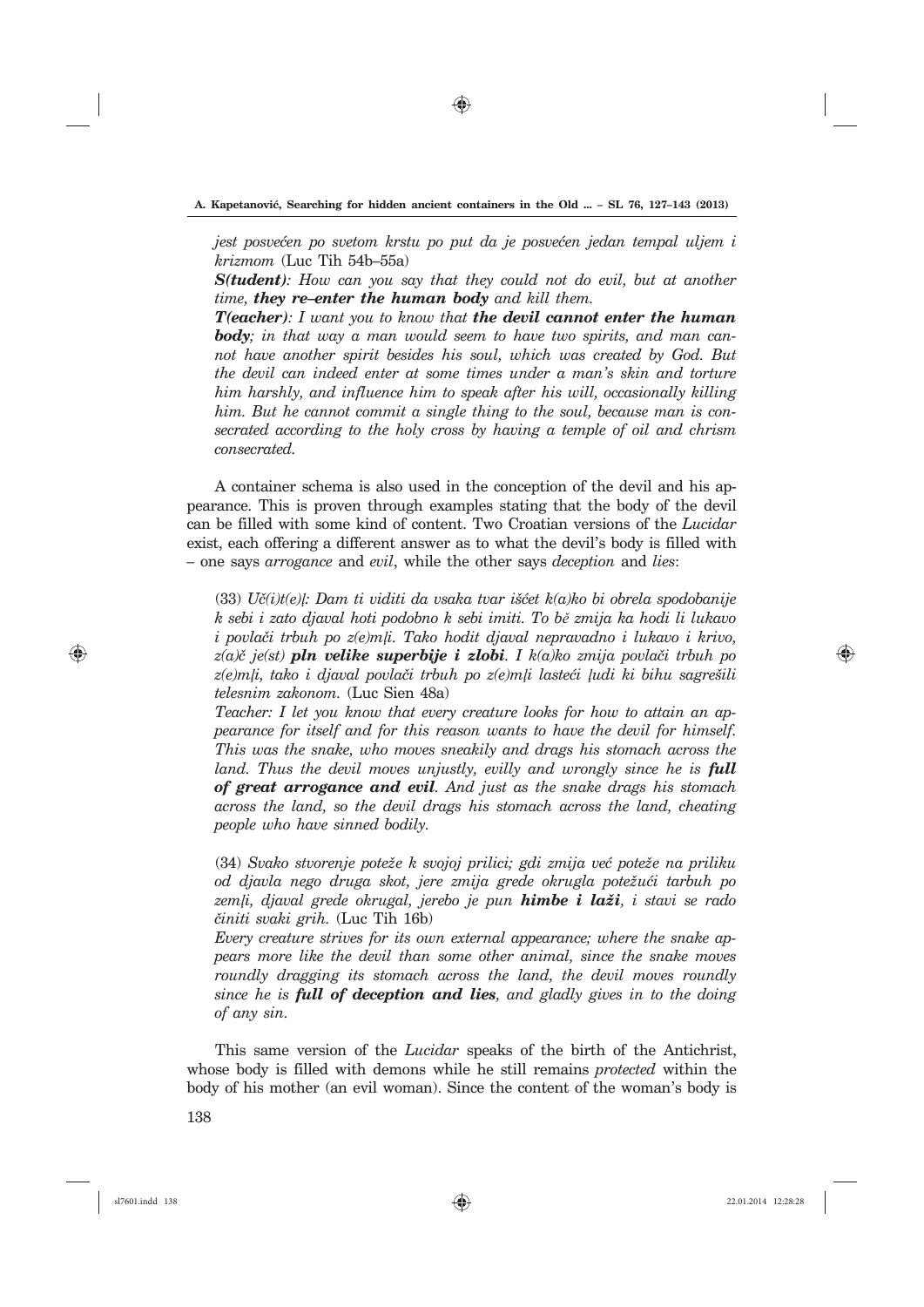*jest posvećen po svetom krstu po put da je posvećen jedan tempal uljem i krizmom* (Luc Tih 54b–55a)

***S(tudent)****: How can you say that they could not do evil, but at another time,* ***they re–enter the human body*** *and kill them.*

***T(eacher)****: I want you to know that* ***the devil cannot enter the human body****; in that way a man would seem to have two spirits, and man cannot have another spirit besides his soul, which was created by God. But the devil can indeed enter at some times under a man's skin and torture him harshly, and influence him to speak after his will, occasionally killing him. But he cannot commit a single thing to the soul, because man is consecrated according to the holy cross by having a temple of oil and chrism consecrated.*

A container schema is also used in the conception of the devil and his appearance. This is proven through examples stating that the body of the devil can be filled with some kind of content. Two Croatian versions of the *Lucidar* exist, each offering a different answer as to what the devil's body is filled with – one says *arrogance* and *evil*, while the other says *deception* and *lies*:

(33) *Uč(i)t(e)ļ: Dam ti viditi da vsaka tvar išćet k(a)ko bi obrela spodobanije k sebi i zato djaval hoti podobno k sebi imiti. To bě zmija ka hodi li lukavo i povlači trbuh po z(e)mļi. Tako hodit djaval nepravadno i lukavo i krivo, z(a)č je(st)* ***pln velike superbije i zlobi****. I k(a)ko zmija povlači trbuh po z(e)mļi, tako i djaval povlači trbuh po z(e)mļi lasteći ļudi ki bihu sagrešili telesnim zakonom.* (Luc Sien 48a)

*Teacher: I let you know that every creature looks for how to attain an appearance for itself and for this reason wants to have the devil for himself. This was the snake, who moves sneakily and drags his stomach across the land. Thus the devil moves unjustly, evilly and wrongly since he is* ***full of great arrogance and evil****. And just as the snake drags his stomach across the land, so the devil drags his stomach across the land, cheating people who have sinned bodily.*

(34) *Svako stvorenje poteže k svojoj prilici; gdi zmija već poteže na priliku od djavla nego druga skot, jere zmija grede okrugla potežući tarbuh po zemļi, djaval grede okrugal, jerebo je pun* ***himbe i laži****, i stavi se rado činiti svaki grih.* (Luc Tih 16b)

*Every creature strives for its own external appearance; where the snake appears more like the devil than some other animal, since the snake moves roundly dragging its stomach across the land, the devil moves roundly since he is* ***full of deception and lies****, and gladly gives in to the doing of any sin.*

This same version of the *Lucidar* speaks of the birth of the Antichrist, whose body is filled with demons while he still remains *protected* within the body of his mother (an evil woman). Since the content of the woman's body is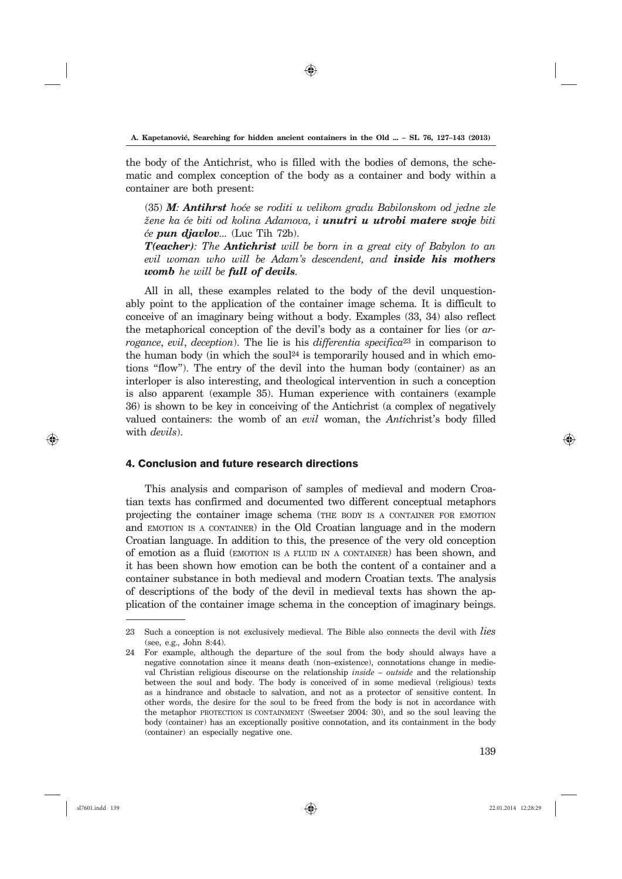the body of the Antichrist, who is filled with the bodies of demons, the schematic and complex conception of the body as a container and body within a container are both present:

(35) ***M**: **Antihrst** hoće se roditi u velikom gradu Babilonskom od jedne zle žene ka će biti od kolina Adamova, i **unutri u utrobi matere svoje** biti će **pun djavlov**...* (Luc Tih 72b).
***T(eacher)**: The **Antichrist** will be born in a great city of Babylon to an evil woman who will be Adam's descendent, and **inside his mothers womb** he will be **full of devils**.*

All in all, these examples related to the body of the devil unquestionably point to the application of the container image schema. It is difficult to conceive of an imaginary being without a body. Examples (33, 34) also reflect the metaphorical conception of the devil's body as a container for lies (or *arrogance*, *evil*, *deception*). The lie is his *differentia specifica*[23] in comparison to the human body (in which the soul[24] is temporarily housed and in which emotions "flow"). The entry of the devil into the human body (container) as an interloper is also interesting, and theological intervention in such a conception is also apparent (example 35). Human experience with containers (example 36) is shown to be key in conceiving of the Antichrist (a complex of negatively valued containers: the womb of an *evil* woman, the *Anti*christ's body filled with *devils*).

## 4. Conclusion and future research directions

This analysis and comparison of samples of medieval and modern Croatian texts has confirmed and documented two different conceptual metaphors projecting the container image schema (THE BODY IS A CONTAINER FOR EMOTION and EMOTION IS A CONTAINER) in the Old Croatian language and in the modern Croatian language. In addition to this, the presence of the very old conception of emotion as a fluid (EMOTION IS A FLUID IN A CONTAINER) has been shown, and it has been shown how emotion can be both the content of a container and a container substance in both medieval and modern Croatian texts. The analysis of descriptions of the body of the devil in medieval texts has shown the application of the container image schema in the conception of imaginary beings.

---

23 Such a conception is not exclusively medieval. The Bible also connects the devil with *lies* (see, e.g., John 8:44).

24 For example, although the departure of the soul from the body should always have a negative connotation since it means death (non–existence), connotations change in medieval Christian religious discourse on the relationship *inside – outside* and the relationship between the soul and body. The body is conceived of in some medieval (religious) texts as a hindrance and obstacle to salvation, and not as a protector of sensitive content. In other words, the desire for the soul to be freed from the body is not in accordance with the metaphor PROTECTION IS CONTAINMENT (Sweetser 2004: 30), and so the soul leaving the body (container) has an exceptionally positive connotation, and its containment in the body (container) an especially negative one.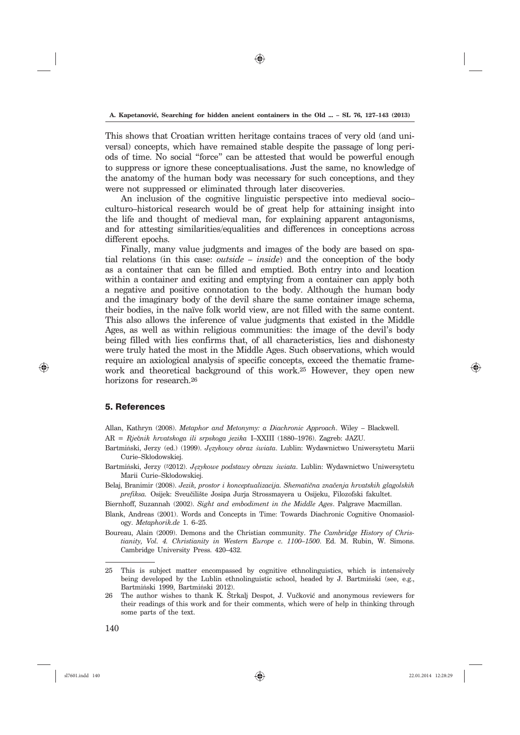This shows that Croatian written heritage contains traces of very old (and universal) concepts, which have remained stable despite the passage of long periods of time. No social "force" can be attested that would be powerful enough to suppress or ignore these conceptualisations. Just the same, no knowledge of the anatomy of the human body was necessary for such conceptions, and they were not suppressed or eliminated through later discoveries.

An inclusion of the cognitive linguistic perspective into medieval socio–culturo–historical research would be of great help for attaining insight into the life and thought of medieval man, for explaining apparent antagonisms, and for attesting similarities/equalities and differences in conceptions across different epochs.

Finally, many value judgments and images of the body are based on spatial relations (in this case: *outside – inside*) and the conception of the body as a container that can be filled and emptied. Both entry into and location within a container and exiting and emptying from a container can apply both a negative and positive connotation to the body. Although the human body and the imaginary body of the devil share the same container image schema, their bodies, in the naïve folk world view, are not filled with the same content. This also allows the inference of value judgments that existed in the Middle Ages, as well as within religious communities: the image of the devil's body being filled with lies confirms that, of all characteristics, lies and dishonesty were truly hated the most in the Middle Ages. Such observations, which would require an axiological analysis of specific concepts, exceed the thematic framework and theoretical background of this work.[25] However, they open new horizons for research.[26]

## 5. References

Allan, Kathryn (2008). *Metaphor and Metonymy: a Diachronic Approach*. Wiley – Blackwell.

AR = *Rječnik hrvatskoga ili srpskoga jezika* I–XXIII (1880–1976). Zagreb: JAZU.

Bartmiński, Jerzy (ed.) (1999). *Językowy obraz świata*. Lublin: Wydawnictwo Uniwersytetu Marii Curie–Skłodowskiej.

Bartmiński, Jerzy ([5]2012). *Językowe podstawy obrazu świata*. Lublin: Wydawnictwo Uniwersytetu Marii Curie–Skłodowskiej.

Belaj, Branimir (2008). *Jezik, prostor i konceptualizacija. Shematična značenja hrvatskih glagolskih prefiksa.* Osijek: Sveučilište Josipa Jurja Strossmayera u Osijeku, Filozofski fakultet.

Biernhoff, Suzannah (2002). *Sight and embodiment in the Middle Ages*. Palgrave Macmillan.

Blank, Andreas (2001). Words and Concepts in Time: Towards Diachronic Cognitive Onomasiology. *Metaphorik.de* 1. 6–25.

Boureau, Alain (2009). Demons and the Christian community. *The Cambridge History of Christianity, Vol. 4. Christianity in Western Europe c. 1100–1500*. Ed. M. Rubin, W. Simons. Cambridge University Press. 420–432.

---

25 This is subject matter encompassed by cognitive ethnolinguistics, which is intensively being developed by the Lublin ethnolinguistic school, headed by J. Bartmiński (see, e.g., Bartmiński 1999, Bartmiński 2012).

26 The author wishes to thank K. Štrkalj Despot, J. Vučković and anonymous reviewers for their readings of this work and for their comments, which were of help in thinking through some parts of the text.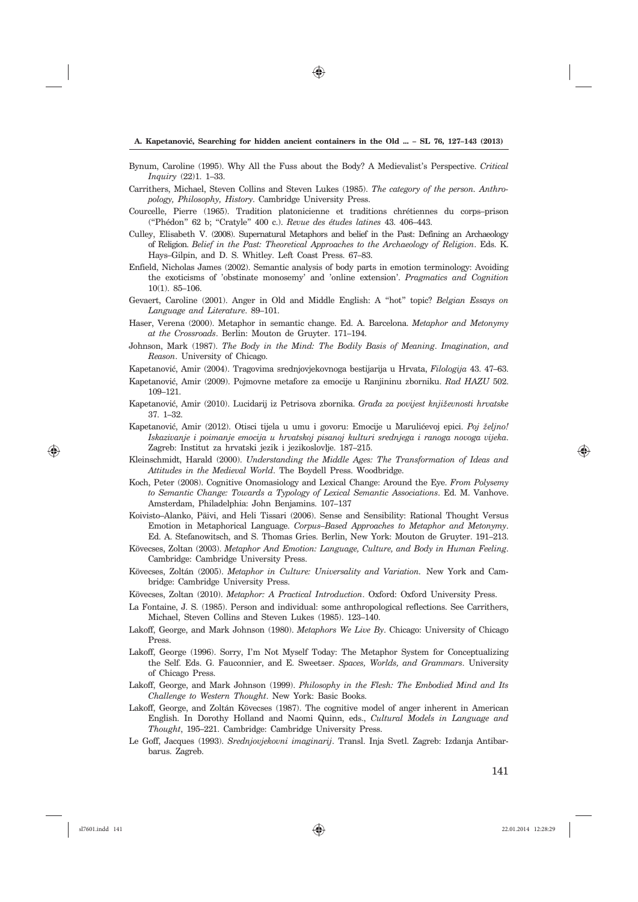Bynum, Caroline (1995). Why All the Fuss about the Body? A Medievalist's Perspective. *Critical Inquiry* (22)1. 1–33.

Carrithers, Michael, Steven Collins and Steven Lukes (1985). *The category of the person. Anthropology, Philosophy, History*. Cambridge University Press.

Courcelle, Pierre (1965). Tradition platonicienne et traditions chrétiennes du corps–prison ("Phédon" 62 b; "Cratyle" 400 c.). *Revue des études latines* 43. 406–443.

Culley, Elisabeth V. (2008). Supernatural Metaphors and belief in the Past: Defining an Archaeology of Religion. *Belief in the Past: Theoretical Approaches to the Archaeology of Religion*. Eds. K. Hays–Gilpin, and D. S. Whitley. Left Coast Press. 67–83.

Enfield, Nicholas James (2002). Semantic analysis of body parts in emotion terminology: Avoiding the exoticisms of 'obstinate monosemy' and 'online extension'. *Pragmatics and Cognition* 10(1). 85–106.

Gevaert, Caroline (2001). Anger in Old and Middle English: A "hot" topic? *Belgian Essays on Language and Literature*. 89–101.

Haser, Verena (2000). Metaphor in semantic change. Ed. A. Barcelona. *Metaphor and Metonymy at the Crossroads*. Berlin: Mouton de Gruyter. 171–194.

Johnson, Mark (1987). *The Body in the Mind: The Bodily Basis of Meaning. Imagination, and Reason*. University of Chicago.

Kapetanović, Amir (2004). Tragovima srednjovjekovnoga bestijarija u Hrvata, *Filologija* 43. 47–63.

Kapetanović, Amir (2009). Pojmovne metafore za emocije u Ranjininu zborniku. *Rad HAZU* 502. 109–121.

Kapetanović, Amir (2010). Lucidarij iz Petrisova zbornika. *Građa za povijest književnosti hrvatske* 37. 1–32.

Kapetanović, Amir (2012). Otisci tijela u umu i govoru: Emocije u Marulićevoj epici. *Poj željno! Iskazivanje i poimanje emocija u hrvatskoj pisanoj kulturi srednjega i ranoga novoga vijeka*. Zagreb: Institut za hrvatski jezik i jezikoslovlje. 187–215.

Kleinschmidt, Harald (2000). *Understanding the Middle Ages: The Transformation of Ideas and Attitudes in the Medieval World*. The Boydell Press. Woodbridge.

Koch, Peter (2008). Cognitive Onomasiology and Lexical Change: Around the Eye. *From Polysemy to Semantic Change: Towards a Typology of Lexical Semantic Associations*. Ed. M. Vanhove. Amsterdam, Philadelphia: John Benjamins. 107–137

Koivisto–Alanko, Päivi, and Heli Tissari (2006). Sense and Sensibility: Rational Thought Versus Emotion in Metaphorical Language. *Corpus–Based Approaches to Metaphor and Metonymy*. Ed. A. Stefanowitsch, and S. Thomas Gries. Berlin, New York: Mouton de Gruyter. 191–213.

Kövecses, Zoltan (2003). *Metaphor And Emotion: Language, Culture, and Body in Human Feeling*. Cambridge: Cambridge University Press.

Kövecses, Zoltán (2005). *Metaphor in Culture: Universality and Variation.* New York and Cambridge: Cambridge University Press.

Kövecses, Zoltan (2010). *Metaphor: A Practical Introduction*. Oxford: Oxford University Press.

La Fontaine, J. S. (1985). Person and individual: some anthropological reflections. See Carrithers, Michael, Steven Collins and Steven Lukes (1985). 123–140.

Lakoff, George, and Mark Johnson (1980). *Metaphors We Live By*. Chicago: University of Chicago Press.

Lakoff, George (1996). Sorry, I'm Not Myself Today: The Metaphor System for Conceptualizing the Self. Eds. G. Fauconnier, and E. Sweetser. *Spaces, Worlds, and Grammars*. University of Chicago Press.

Lakoff, George, and Mark Johnson (1999). *Philosophy in the Flesh: The Embodied Mind and Its Challenge to Western Thought*. New York: Basic Books.

Lakoff, George, and Zoltán Kövecses (1987). The cognitive model of anger inherent in American English. In Dorothy Holland and Naomi Quinn, eds., *Cultural Models in Language and Thought*, 195–221. Cambridge: Cambridge University Press.

Le Goff, Jacques (1993). *Srednjovjekovni imaginarij*. Transl. Inja Svetl. Zagreb: Izdanja Antibarbarus. Zagreb.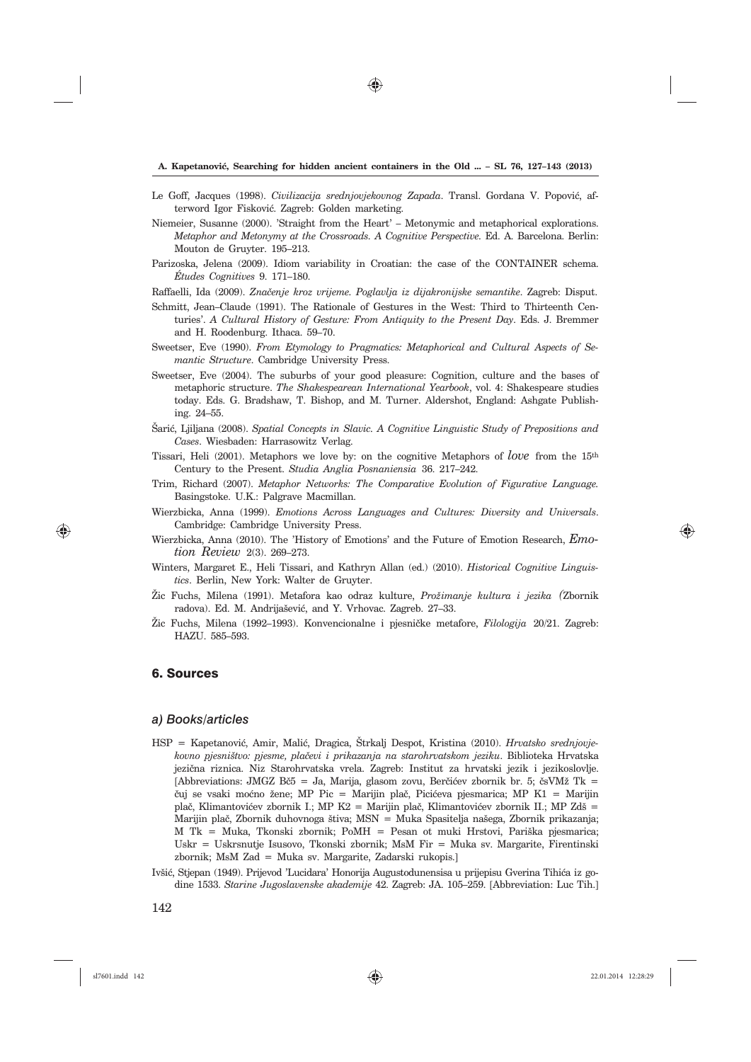Le Goff, Jacques (1998). *Civilizacija srednjovjekovnog Zapada*. Transl. Gordana V. Popović, afterword Igor Fisković. Zagreb: Golden marketing.

Niemeier, Susanne (2000). 'Straight from the Heart' – Metonymic and metaphorical explorations. *Metaphor and Metonymy at the Crossroads. A Cognitive Perspective.* Ed. A. Barcelona. Berlin: Mouton de Gruyter. 195–213.

Parizoska, Jelena (2009). Idiom variability in Croatian: the case of the CONTAINER schema. *Études Cognitives* 9. 171–180.

Raffaelli, Ida (2009). *Značenje kroz vrijeme. Poglavlja iz dijakronijske semantike*. Zagreb: Disput.

Schmitt, Jean–Claude (1991). The Rationale of Gestures in the West: Third to Thirteenth Centuries'. *A Cultural History of Gesture: From Antiquity to the Present Day*. Eds. J. Bremmer and H. Roodenburg. Ithaca. 59–70.

Sweetser, Eve (1990). *From Etymology to Pragmatics: Metaphorical and Cultural Aspects of Semantic Structure*. Cambridge University Press.

Sweetser, Eve (2004). The suburbs of your good pleasure: Cognition, culture and the bases of metaphoric structure. *The Shakespearean International Yearbook*, vol. 4: Shakespeare studies today. Eds. G. Bradshaw, T. Bishop, and M. Turner. Aldershot, England: Ashgate Publishing. 24–55.

Šarić, Ljiljana (2008). *Spatial Concepts in Slavic. A Cognitive Linguistic Study of Prepositions and Cases*. Wiesbaden: Harrasowitz Verlag.

Tissari, Heli (2001). Metaphors we love by: on the cognitive Metaphors of *love* from the 15th Century to the Present. *Studia Anglia Posnaniensia* 36. 217–242.

Trim, Richard (2007). *Metaphor Networks: The Comparative Evolution of Figurative Language.* Basingstoke. U.K.: Palgrave Macmillan.

Wierzbicka, Anna (1999). *Emotions Across Languages and Cultures: Diversity and Universals*. Cambridge: Cambridge University Press.

Wierzbicka, Anna (2010). The 'History of Emotions' and the Future of Emotion Research, *Emotion Review* 2(3). 269–273.

Winters, Margaret E., Heli Tissari, and Kathryn Allan (ed.) (2010). *Historical Cognitive Linguistics*. Berlin, New York: Walter de Gruyter.

Žic Fuchs, Milena (1991). Metafora kao odraz kulture, *Prožimanje kultura i jezika (*Zbornik radova). Ed. M. Andrijašević, and Y. Vrhovac. Zagreb. 27–33.

Žic Fuchs, Milena (1992–1993). Konvencionalne i pjesničke metafore, *Filologija* 20/21. Zagreb: HAZU. 585–593.

## 6. Sources

### a) Books/articles

HSP = Kapetanović, Amir, Malić, Dragica, Štrkalj Despot, Kristina (2010). *Hrvatsko srednjovjekovno pjesništvo: pjesme, plačevi i prikazanja na starohrvatskom jeziku*. Biblioteka Hrvatska jezična riznica. Niz Starohrvatska vrela. Zagreb: Institut za hrvatski jezik i jezikoslovlje. [Abbreviations: JMGZ Bč5 = Ja, Marija, glasom zovu, Berčićev zbornik br. 5; čsVMž Tk = čuj se vsaki moćno žene; MP Pic = Marijin plač, Picićeva pjesmarica; MP K1 = Marijin plač, Klimantovićev zbornik I.; MP K2 = Marijin plač, Klimantovićev zbornik II.; MP Zdš = Marijin plač, Zbornik duhovnoga štiva; MSN = Muka Spasitelja našega, Zbornik prikazanja; M Tk = Muka, Tkonski zbornik; PoMH = Pesan ot muki Hrstovi, Pariška pjesmarica; Uskr = Uskrsnutje Isusovo, Tkonski zbornik; MsM Fir = Muka sv. Margarite, Firentinski zbornik; MsM Zad = Muka sv. Margarite, Zadarski rukopis.]

Ivšić, Stjepan (1949). Prijevod 'Lucidara' Honorija Augustodunensisa u prijepisu Gverina Tihića iz godine 1533. *Starine Jugoslavenske akademije* 42. Zagreb: JA. 105–259. [Abbreviation: Luc Tih.]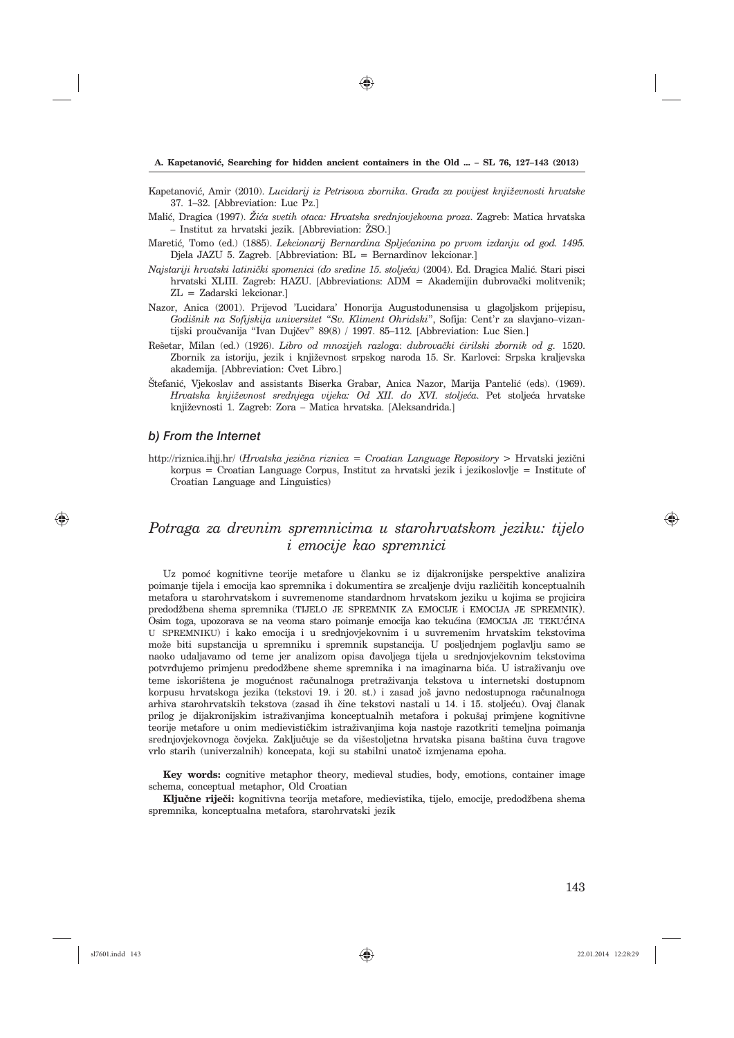Kapetanović, Amir (2010). *Lucidarij iz Petrisova zbornika*. *Građa za povijest književnosti hrvatske* 37. 1–32. [Abbreviation: Luc Pz.]

Malić, Dragica (1997). *Žića svetih otaca: Hrvatska srednjovjekovna proza*. Zagreb: Matica hrvatska – Institut za hrvatski jezik. [Abbreviation: ŽSO.]

Maretić, Tomo (ed.) (1885). *Lekcionarij Bernardina Splječanina po prvom izdanju od god. 1495.* Djela JAZU 5. Zagreb. [Abbreviation: BL = Bernardinov lekcionar.]

*Najstariji hrvatski latinički spomenici (do sredine 15. stoljeća)* (2004). Ed. Dragica Malić. Stari pisci hrvatski XLIII. Zagreb: HAZU. [Abbreviations: ADM = Akademijin dubrovački molitvenik; ZL = Zadarski lekcionar.]

Nazor, Anica (2001). Prijevod 'Lucidara' Honorija Augustodunensisa u glagoljskom prijepisu, *Godišnik na Sofijskija universitet "Sv. Kliment Ohridski"*, Sofija: Cent'r za slavjano–vizantijski proučvanija "Ivan Dujčev" 89(8) / 1997. 85–112. [Abbreviation: Luc Sien.]

Rešetar, Milan (ed.) (1926). *Libro od mnozijeh razloga: dubrovački ćirilski zbornik od g.* 1520. Zbornik za istoriju, jezik i književnost srpskog naroda 15. Sr. Karlovci: Srpska kraljevska akademija. [Abbreviation: Cvet Libro.]

Štefanić, Vjekoslav and assistants Biserka Grabar, Anica Nazor, Marija Pantelić (eds). (1969). *Hrvatska književnost srednjega vijeka: Od XII. do XVI. stoljeća*. Pet stoljeća hrvatske književnosti 1. Zagreb: Zora – Matica hrvatska. [Aleksandrida.]

### *b) From the Internet*

http://riznica.ihjj.hr/ (*Hrvatska jezična riznica = Croatian Language Repository* > Hrvatski jezični korpus = Croatian Language Corpus, Institut za hrvatski jezik i jezikoslovlje = Institute of Croatian Language and Linguistics)

## *Potraga za drevnim spremnicima u starohrvatskom jeziku: tijelo i emocije kao spremnici*

Uz pomoć kognitivne teorije metafore u članku se iz dijakronijske perspektive analizira poimanje tijela i emocija kao spremnika i dokumentira se zrcaljenje dviju različitih konceptualnih metafora u starohrvatskom i suvremenome standardnom hrvatskom jeziku u kojima se projicira predodžbena shema spremnika (TIJELO JE SPREMNIK ZA EMOCIJE i EMOCIJA JE SPREMNIK). Osim toga, upozorava se na veoma staro poimanje emocija kao tekućina (EMOCIJA JE TEKUĆINA U SPREMNIKU) i kako emocija i u srednjovjekovnim i u suvremenim hrvatskim tekstovima može biti supstancija u spremniku i spremnik supstancija. U posljednjem poglavlju samo se naoko udaljavamo od teme jer analizom opisa đavoljega tijela u srednjovjekovnim tekstovima potvrđujemo primjenu predodžbene sheme spremnika i na imaginarna bića. U istraživanju ove teme iskorištena je mogućnost računalnoga pretraživanja tekstova u internetski dostupnom korpusu hrvatskoga jezika (tekstovi 19. i 20. st.) i zasad još javno nedostupnoga računalnoga arhiva starohrvatskih tekstova (zasad ih čine tekstovi nastali u 14. i 15. stoljeću). Ovaj članak prilog je dijakronijskim istraživanjima konceptualnih metafora i pokušaj primjene kognitivne teorije metafore u onim medievističkim istraživanjima koja nastoje razotkriti temeljna poimanja srednjovjekovnoga čovjeka. Zaključuje se da višestoljetna hrvatska pisana baština čuva tragove vrlo starih (univerzalnih) koncepata, koji su stabilni unatoč izmjenama epoha.

**Key words:** cognitive metaphor theory, medieval studies, body, emotions, container image schema, conceptual metaphor, Old Croatian

**Ključne riječi:** kognitivna teorija metafore, medievistika, tijelo, emocije, predodžbena shema spremnika, konceptualna metafora, starohrvatski jezik